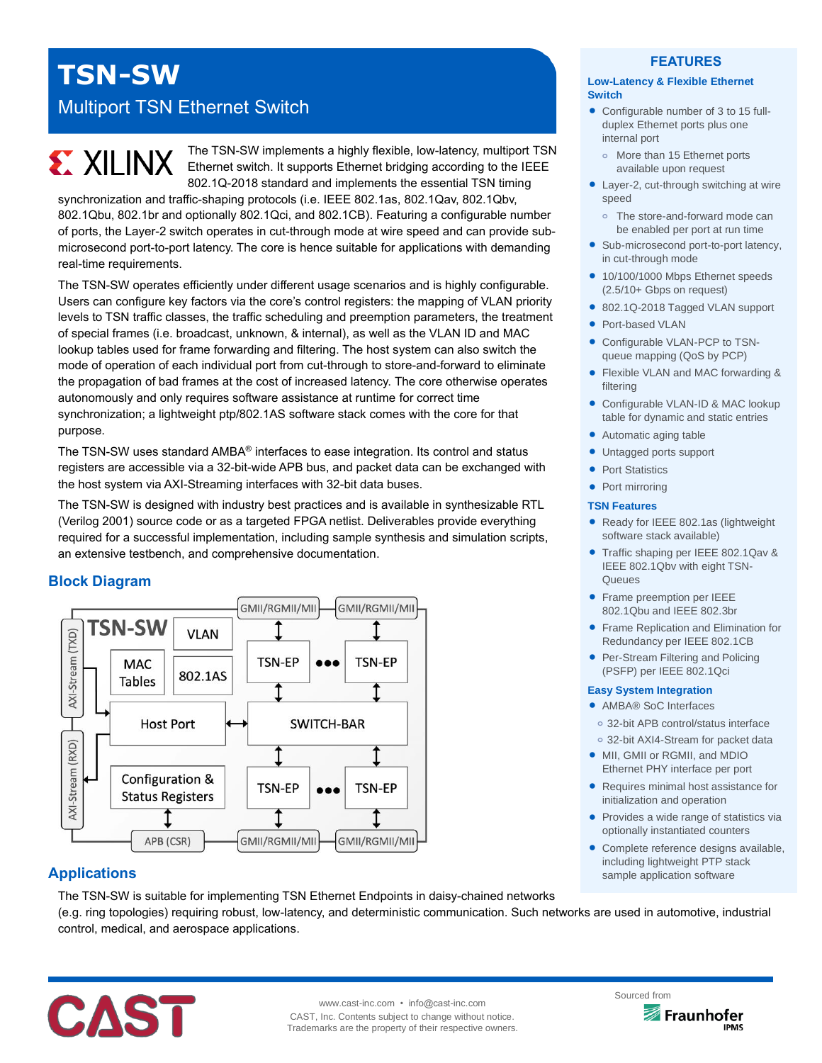# TSN-SW

## Multiport TSN Ethernet Switch

The TSN-SW implements a highly flexible, low-latency, multiport TSN Ethernet switch. It supports Ethernet bridging according to the IEEE 802.1Q-2018 standard and implements the essential TSN timing synchronization and traffic-shaping protocols (i.e. IEEE 802.1as, 802.1Qav, 802.1Qbv, 802.1Qbu, 802.1br and optionally 802.1Qci, and 802.1CB). Featuring a configurable number of ports, the Layer-2 switch operates in cut-through mode at wire speed and can provide sub-microsecond port-to-port latency. The core is hence suitable for applications with demanding real-time requirements.

The TSN-SW operates efficiently under different usage scenarios and is highly configurable. Users can configure key factors via the core's control registers: the mapping of VLAN priority levels to TSN traffic classes, the traffic scheduling and preemption parameters, the treatment of special frames (i.e. broadcast, unknown, & internal), as well as the VLAN ID and MAC lookup tables used for frame forwarding and filtering. The host system can also switch the mode of operation of each individual port from cut-through to store-and-forward to eliminate the propagation of bad frames at the cost of increased latency. The core otherwise operates autonomously and only requires software assistance at runtime for correct time synchronization; a lightweight ptp/802.1AS software stack comes with the core for that purpose.

The TSN-SW uses standard AMBA® interfaces to ease integration. Its control and status registers are accessible via a 32-bit-wide APB bus, and packet data can be exchanged with the host system via AXI-Streaming interfaces with 32-bit data buses.

The TSN-SW is designed with industry best practices and is available in synthesizable RTL (Verilog 2001) source code or as a targeted FPGA netlist. Deliverables provide everything required for a successful implementation, including sample synthesis and simulation scripts, an extensive testbench, and comprehensive documentation.

## Block Diagram

## Applications

The TSN-SW is suitable for implementing TSN Ethernet Endpoints in daisy-chained networks (e.g. ring topologies) requiring robust, low-latency, and deterministic communication. Such networks are used in automotive, industrial control, medical, and aerospace applications.

## FEATURES

### Low-Latency & Flexible Ethernet Switch

- Configurable number of 3 to 15 full-duplex Ethernet ports plus one internal port
  - More than 15 Ethernet ports available upon request
- Layer-2, cut-through switching at wire speed
  - The store-and-forward mode can be enabled per port at run time
- Sub-microsecond port-to-port latency, in cut-through mode
- 10/100/1000 Mbps Ethernet speeds (2.5/10+ Gbps on request)
- 802.1Q-2018 Tagged VLAN support
- Port-based VLAN
- Configurable VLAN-PCP to TSN-queue mapping (QoS by PCP)
- Flexible VLAN and MAC forwarding & filtering
- Configurable VLAN-ID & MAC lookup table for dynamic and static entries
- Automatic aging table
- Untagged ports support
- Port Statistics
- Port mirroring

### TSN Features

- Ready for IEEE 802.1as (lightweight software stack available)
- Traffic shaping per IEEE 802.1Qav & IEEE 802.1Qbv with eight TSN-Queues
- Frame preemption per IEEE 802.1Qbu and IEEE 802.3br
- Frame Replication and Elimination for Redundancy per IEEE 802.1CB
- Per-Stream Filtering and Policing (PSFP) per IEEE 802.1Qci

### Easy System Integration

- AMBA® SoC Interfaces
  - 32-bit APB control/status interface
  - 32-bit AXI4-Stream for packet data
- MII, GMII or RGMII, and MDIO Ethernet PHY interface per port
- Requires minimal host assistance for initialization and operation
- Provides a wide range of statistics via optionally instantiated counters
- Complete reference designs available, including lightweight PTP stack sample application software

www.cast-inc.com • info@cast-inc.com
CAST, Inc. Contents subject to change without notice.
Trademarks are the property of their respective owners.

Sourced from Fraunhofer IPMS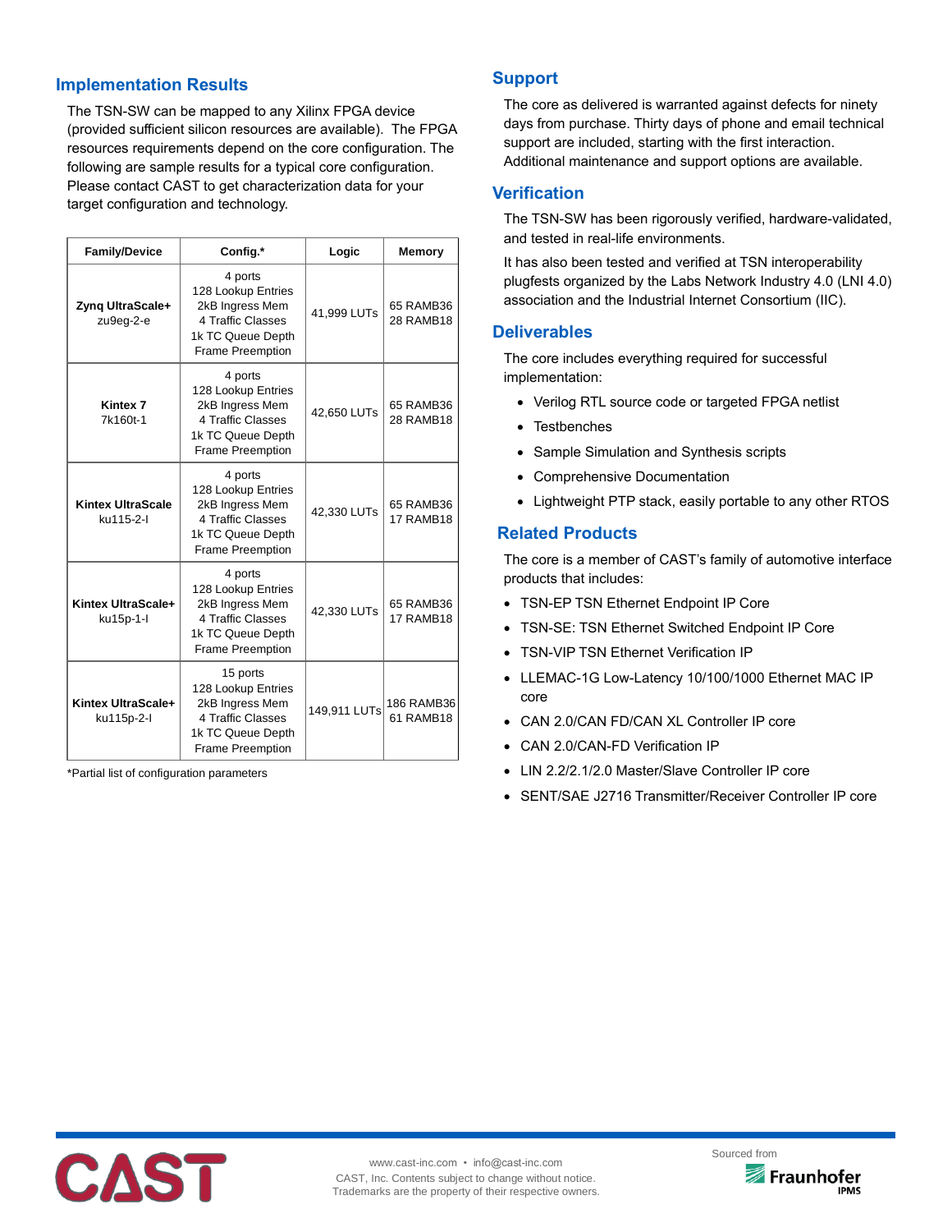## Implementation Results

The TSN-SW can be mapped to any Xilinx FPGA device (provided sufficient silicon resources are available). The FPGA resources requirements depend on the core configuration. The following are sample results for a typical core configuration. Please contact CAST to get characterization data for your target configuration and technology.

| Family/Device | Config.* | Logic | Memory |
|---|---|---|---|
| **Zynq UltraScale+** zu9eg-2-e | 4 ports<br>128 Lookup Entries<br>2kB Ingress Mem<br>4 Traffic Classes<br>1k TC Queue Depth<br>Frame Preemption | 41,999 LUTs | 65 RAMB36<br>28 RAMB18 |
| **Kintex 7** 7k160t-1 | 4 ports<br>128 Lookup Entries<br>2kB Ingress Mem<br>4 Traffic Classes<br>1k TC Queue Depth<br>Frame Preemption | 42,650 LUTs | 65 RAMB36<br>28 RAMB18 |
| **Kintex UltraScale** ku115-2-I | 4 ports<br>128 Lookup Entries<br>2kB Ingress Mem<br>4 Traffic Classes<br>1k TC Queue Depth<br>Frame Preemption | 42,330 LUTs | 65 RAMB36<br>17 RAMB18 |
| **Kintex UltraScale+** ku15p-1-I | 4 ports<br>128 Lookup Entries<br>2kB Ingress Mem<br>4 Traffic Classes<br>1k TC Queue Depth<br>Frame Preemption | 42,330 LUTs | 65 RAMB36<br>17 RAMB18 |
| **Kintex UltraScale+** ku115p-2-I | 15 ports<br>128 Lookup Entries<br>2kB Ingress Mem<br>4 Traffic Classes<br>1k TC Queue Depth<br>Frame Preemption | 149,911 LUTs | 186 RAMB36<br>61 RAMB18 |

*Partial list of configuration parameters

## Support

The core as delivered is warranted against defects for ninety days from purchase. Thirty days of phone and email technical support are included, starting with the first interaction. Additional maintenance and support options are available.

## Verification

The TSN-SW has been rigorously verified, hardware-validated, and tested in real-life environments.

It has also been tested and verified at TSN interoperability plugfests organized by the Labs Network Industry 4.0 (LNI 4.0) association and the Industrial Internet Consortium (IIC).

## Deliverables

The core includes everything required for successful implementation:

- Verilog RTL source code or targeted FPGA netlist
- Testbenches
- Sample Simulation and Synthesis scripts
- Comprehensive Documentation
- Lightweight PTP stack, easily portable to any other RTOS

## Related Products

The core is a member of CAST's family of automotive interface products that includes:

- TSN-EP TSN Ethernet Endpoint IP Core
- TSN-SE: TSN Ethernet Switched Endpoint IP Core
- TSN-VIP TSN Ethernet Verification IP
- LLEMAC-1G Low-Latency 10/100/1000 Ethernet MAC IP core
- CAN 2.0/CAN FD/CAN XL Controller IP core
- CAN 2.0/CAN-FD Verification IP
- LIN 2.2/2.1/2.0 Master/Slave Controller IP core
- SENT/SAE J2716 Transmitter/Receiver Controller IP core

www.cast-inc.com • info@cast-inc.com
CAST, Inc. Contents subject to change without notice.
Trademarks are the property of their respective owners.

Sourced from Fraunhofer IPMS